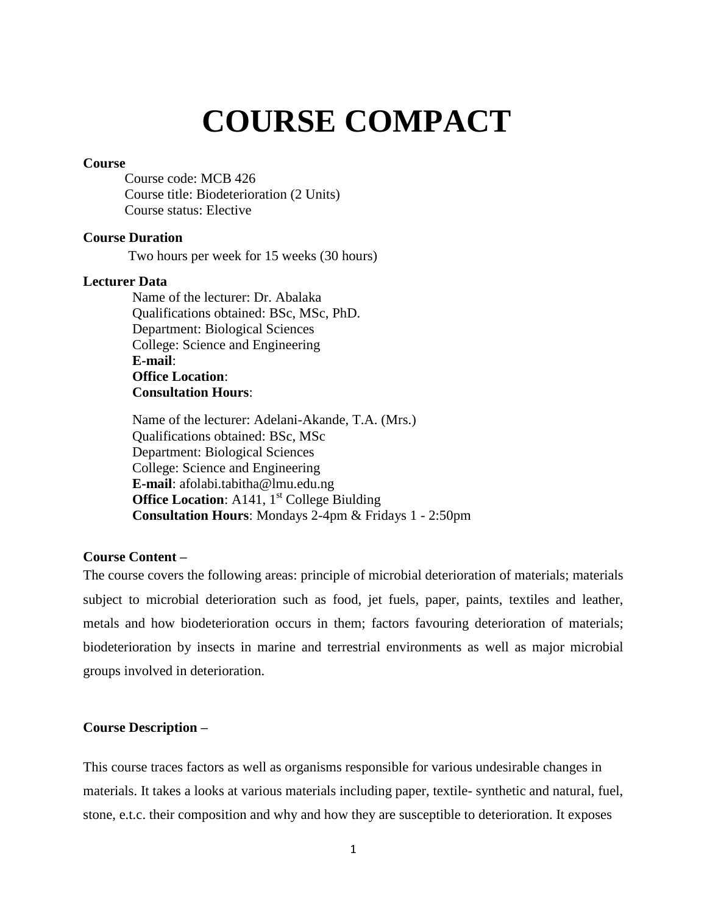# COURSE COMPACT

**Course**

Course code: MCB 426
Course title: Biodeterioration (2 Units)
Course status: Elective

**Course Duration**

Two hours per week for 15 weeks (30 hours)

**Lecturer Data**

Name of the lecturer: Dr. Abalaka
Qualifications obtained: BSc, MSc, PhD.
Department: Biological Sciences
College: Science and Engineering
**E-mail**:
**Office Location**:
**Consultation Hours**:

Name of the lecturer: Adelani-Akande, T.A. (Mrs.)
Qualifications obtained: BSc, MSc
Department: Biological Sciences
College: Science and Engineering
**E-mail**: afolabi.tabitha@lmu.edu.ng
**Office Location**: A141, 1st College Biulding
**Consultation Hours**: Mondays 2-4pm & Fridays 1 - 2:50pm

**Course Content –**

The course covers the following areas: principle of microbial deterioration of materials; materials subject to microbial deterioration such as food, jet fuels, paper, paints, textiles and leather, metals and how biodeterioration occurs in them; factors favouring deterioration of materials; biodeterioration by insects in marine and terrestrial environments as well as major microbial groups involved in deterioration.

**Course Description –**

This course traces factors as well as organisms responsible for various undesirable changes in materials. It takes a looks at various materials including paper, textile- synthetic and natural, fuel, stone, e.t.c. their composition and why and how they are susceptible to deterioration. It exposes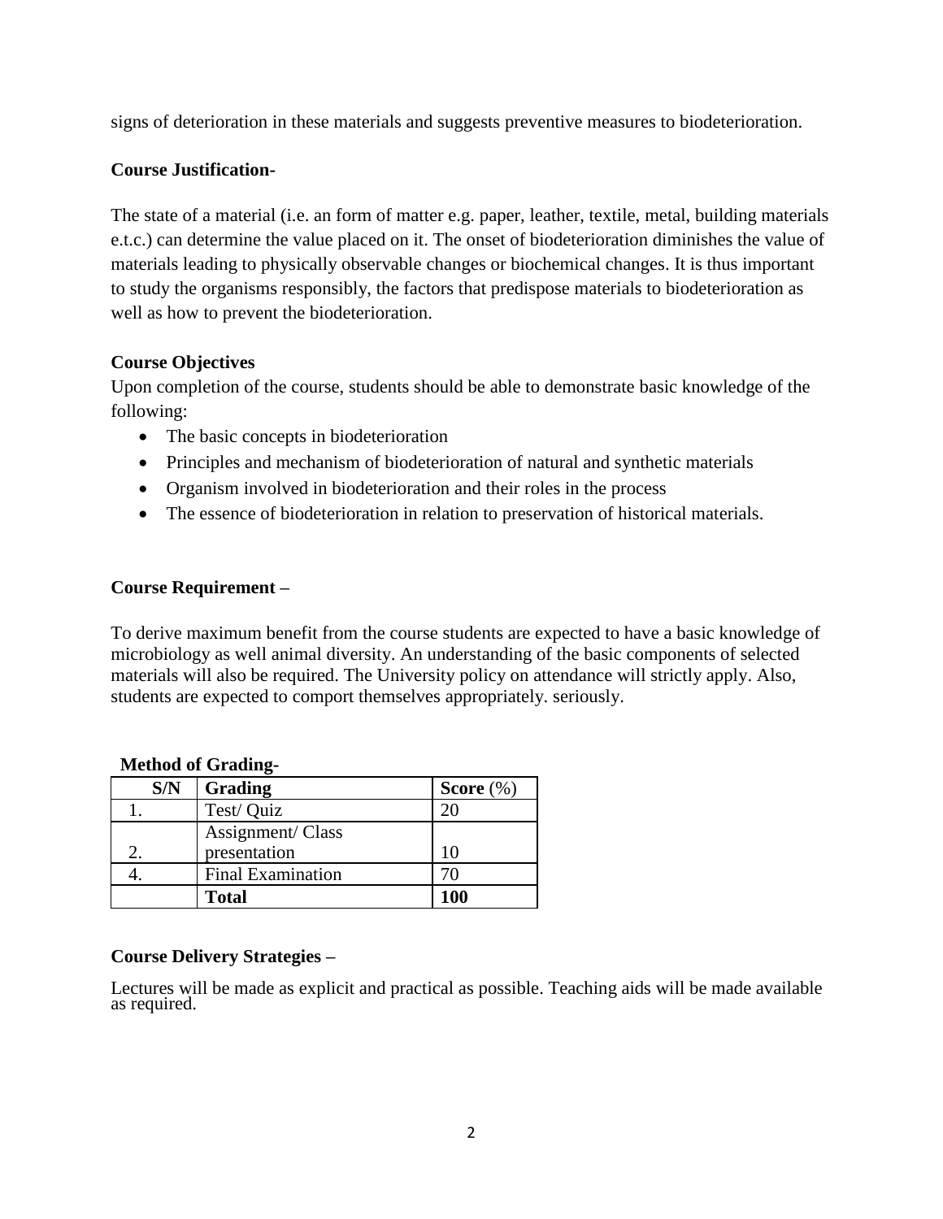signs of deterioration in these materials and suggests preventive measures to biodeterioration.

**Course Justification-**

The state of a material (i.e. an form of matter e.g. paper, leather, textile, metal, building materials e.t.c.) can determine the value placed on it. The onset of biodeterioration diminishes the value of materials leading to physically observable changes or biochemical changes. It is thus important to study the organisms responsibly, the factors that predispose materials to biodeterioration as well as how to prevent the biodeterioration.

**Course Objectives**

Upon completion of the course, students should be able to demonstrate basic knowledge of the following:

- The basic concepts in biodeterioration
- Principles and mechanism of biodeterioration of natural and synthetic materials
- Organism involved in biodeterioration and their roles in the process
- The essence of biodeterioration in relation to preservation of historical materials.

**Course Requirement –**

To derive maximum benefit from the course students are expected to have a basic knowledge of microbiology as well animal diversity. An understanding of the basic components of selected materials will also be required. The University policy on attendance will strictly apply. Also, students are expected to comport themselves appropriately. seriously.

**Method of Grading-**

| S/N | Grading | Score (%) |
|---|---|---|
| 1. | Test/ Quiz | 20 |
| 2. | Assignment/ Class presentation | 10 |
| 4. | Final Examination | 70 |
| | **Total** | **100** |

**Course Delivery Strategies –**

Lectures will be made as explicit and practical as possible. Teaching aids will be made available as required.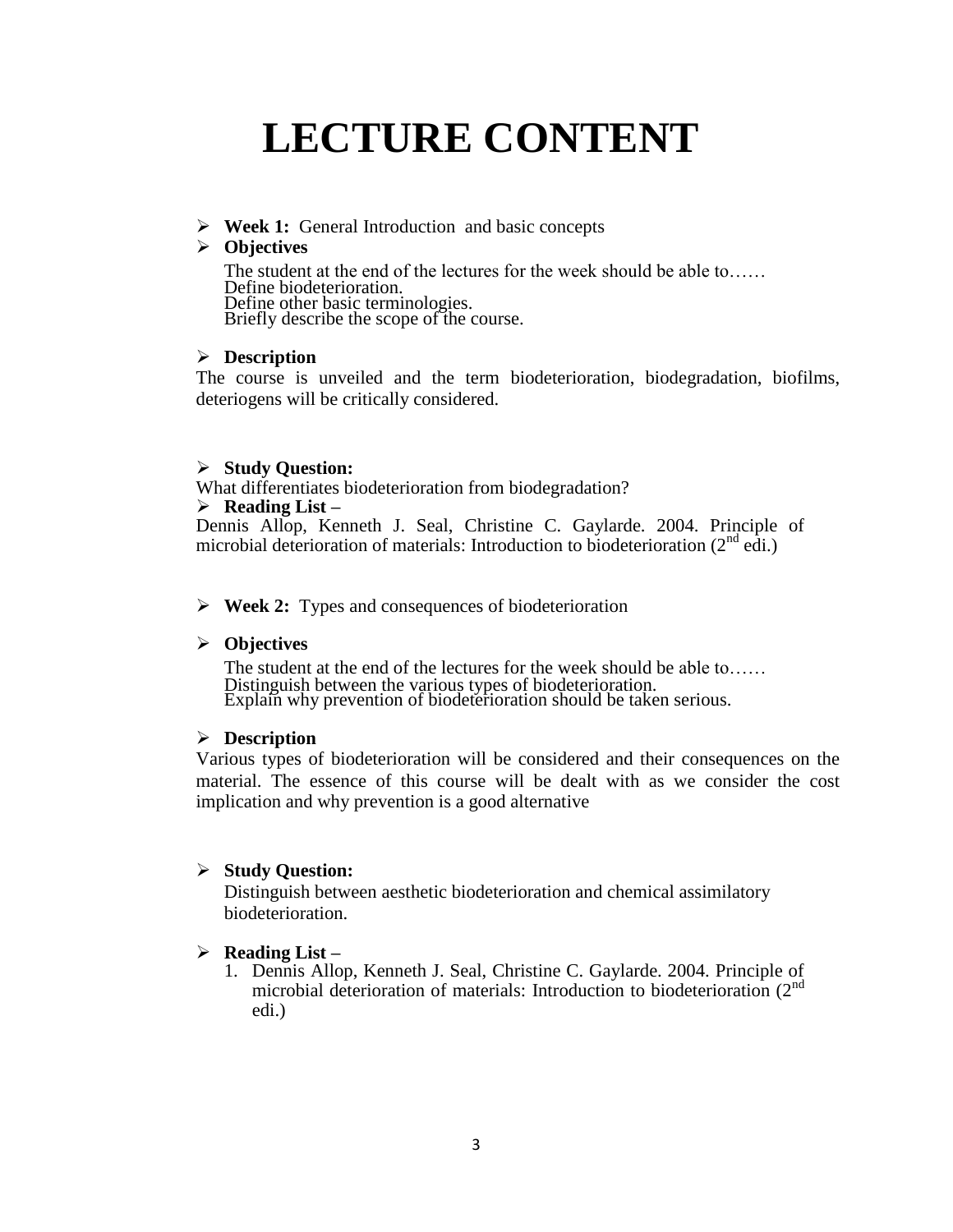# LECTURE CONTENT

- **Week 1:** General Introduction and basic concepts
- **Objectives**

  The student at the end of the lectures for the week should be able to……
  Define biodeterioration.
  Define other basic terminologies.
  Briefly describe the scope of the course.

- **Description**

The course is unveiled and the term biodeterioration, biodegradation, biofilms, deteriogens will be critically considered.

- **Study Question:**

What differentiates biodeterioration from biodegradation?

- **Reading List –**

Dennis Allop, Kenneth J. Seal, Christine C. Gaylarde. 2004. Principle of microbial deterioration of materials: Introduction to biodeterioration (2nd edi.)

- **Week 2:** Types and consequences of biodeterioration

- **Objectives**

  The student at the end of the lectures for the week should be able to……
  Distinguish between the various types of biodeterioration.
  Explain why prevention of biodeterioration should be taken serious.

- **Description**

Various types of biodeterioration will be considered and their consequences on the material. The essence of this course will be dealt with as we consider the cost implication and why prevention is a good alternative

- **Study Question:**

  Distinguish between aesthetic biodeterioration and chemical assimilatory biodeterioration.

- **Reading List –**
  1. Dennis Allop, Kenneth J. Seal, Christine C. Gaylarde. 2004. Principle of microbial deterioration of materials: Introduction to biodeterioration (2nd edi.)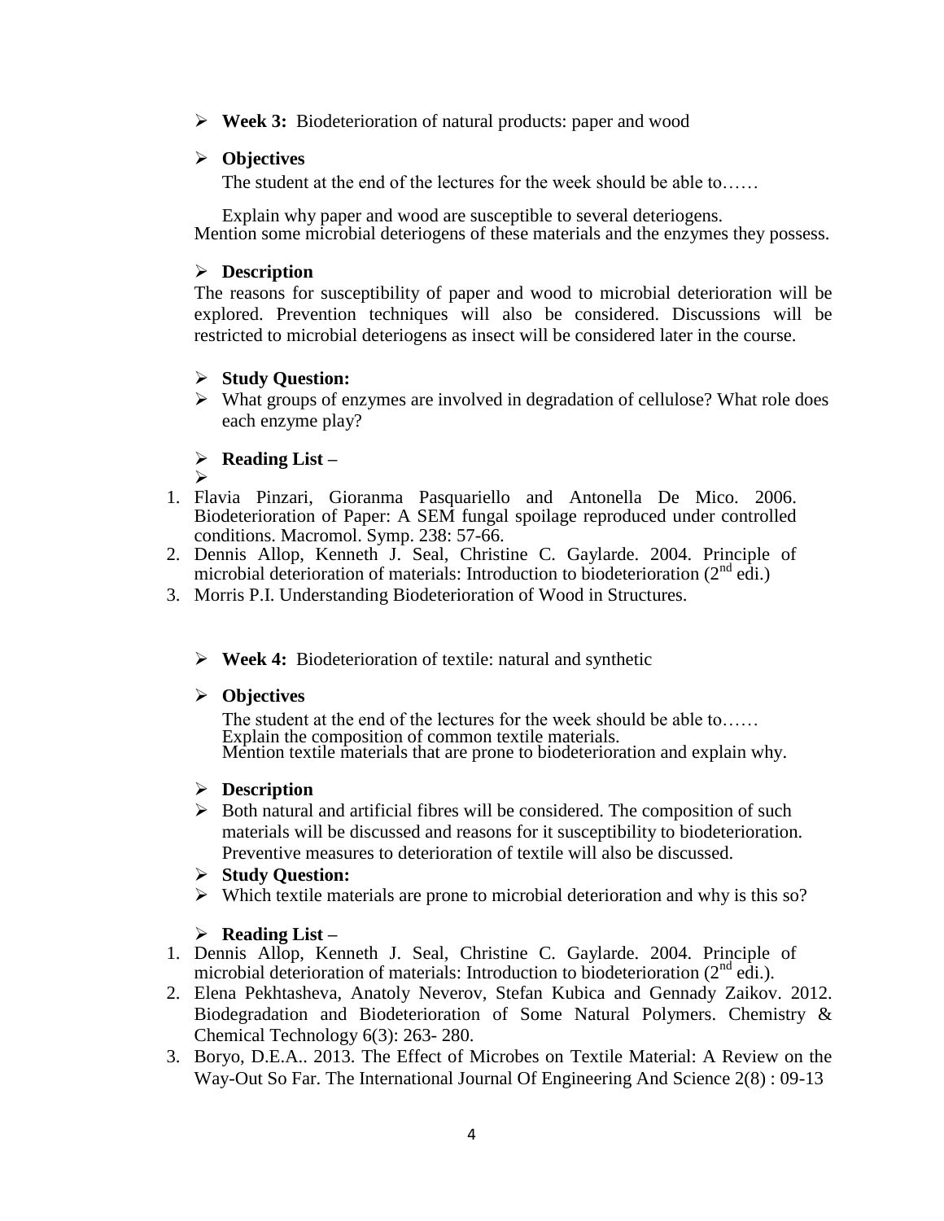- **Week 3:** Biodeterioration of natural products: paper and wood

- **Objectives**

  The student at the end of the lectures for the week should be able to……

  Explain why paper and wood are susceptible to several deteriogens.
  Mention some microbial deteriogens of these materials and the enzymes they possess.

- **Description**

  The reasons for susceptibility of paper and wood to microbial deterioration will be explored. Prevention techniques will also be considered. Discussions will be restricted to microbial deteriogens as insect will be considered later in the course.

- **Study Question:**
- What groups of enzymes are involved in degradation of cellulose? What role does each enzyme play?

- **Reading List –**

1. Flavia Pinzari, Gioranma Pasquariello and Antonella De Mico. 2006. Biodeterioration of Paper: A SEM fungal spoilage reproduced under controlled conditions. Macromol. Symp. 238: 57-66.
2. Dennis Allop, Kenneth J. Seal, Christine C. Gaylarde. 2004. Principle of microbial deterioration of materials: Introduction to biodeterioration (2nd edi.)
3. Morris P.I. Understanding Biodeterioration of Wood in Structures.

- **Week 4:** Biodeterioration of textile: natural and synthetic

- **Objectives**

  The student at the end of the lectures for the week should be able to……
  Explain the composition of common textile materials.
  Mention textile materials that are prone to biodeterioration and explain why.

- **Description**
- Both natural and artificial fibres will be considered. The composition of such materials will be discussed and reasons for it susceptibility to biodeterioration. Preventive measures to deterioration of textile will also be discussed.
- **Study Question:**
- Which textile materials are prone to microbial deterioration and why is this so?

- **Reading List –**

1. Dennis Allop, Kenneth J. Seal, Christine C. Gaylarde. 2004. Principle of microbial deterioration of materials: Introduction to biodeterioration (2nd edi.).
2. Elena Pekhtasheva, Anatoly Neverov, Stefan Kubica and Gennady Zaikov. 2012. Biodegradation and Biodeterioration of Some Natural Polymers. Chemistry & Chemical Technology 6(3): 263- 280.
3. Boryo, D.E.A.. 2013. The Effect of Microbes on Textile Material: A Review on the Way-Out So Far. The International Journal Of Engineering And Science 2(8) : 09-13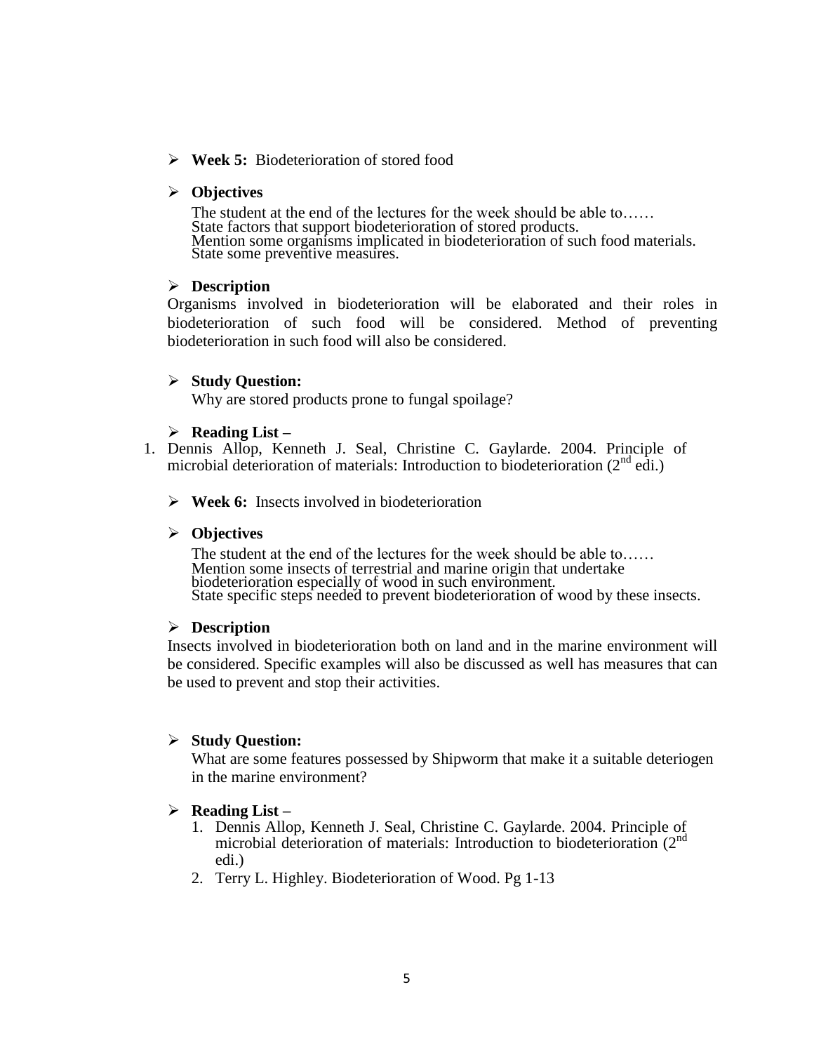- **Week 5:** Biodeterioration of stored food

- **Objectives**

  The student at the end of the lectures for the week should be able to……
  State factors that support biodeterioration of stored products.
  Mention some organisms implicated in biodeterioration of such food materials.
  State some preventive measures.

- **Description**

  Organisms involved in biodeterioration will be elaborated and their roles in biodeterioration of such food will be considered. Method of preventing biodeterioration in such food will also be considered.

- **Study Question:**

  Why are stored products prone to fungal spoilage?

- **Reading List –**

1. Dennis Allop, Kenneth J. Seal, Christine C. Gaylarde. 2004. Principle of microbial deterioration of materials: Introduction to biodeterioration (2nd edi.)

- **Week 6:** Insects involved in biodeterioration

- **Objectives**

  The student at the end of the lectures for the week should be able to……
  Mention some insects of terrestrial and marine origin that undertake biodeterioration especially of wood in such environment.
  State specific steps needed to prevent biodeterioration of wood by these insects.

- **Description**

  Insects involved in biodeterioration both on land and in the marine environment will be considered. Specific examples will also be discussed as well has measures that can be used to prevent and stop their activities.

- **Study Question:**

  What are some features possessed by Shipworm that make it a suitable deteriogen in the marine environment?

- **Reading List –**

  1. Dennis Allop, Kenneth J. Seal, Christine C. Gaylarde. 2004. Principle of microbial deterioration of materials: Introduction to biodeterioration (2nd edi.)
  2. Terry L. Highley. Biodeterioration of Wood. Pg 1-13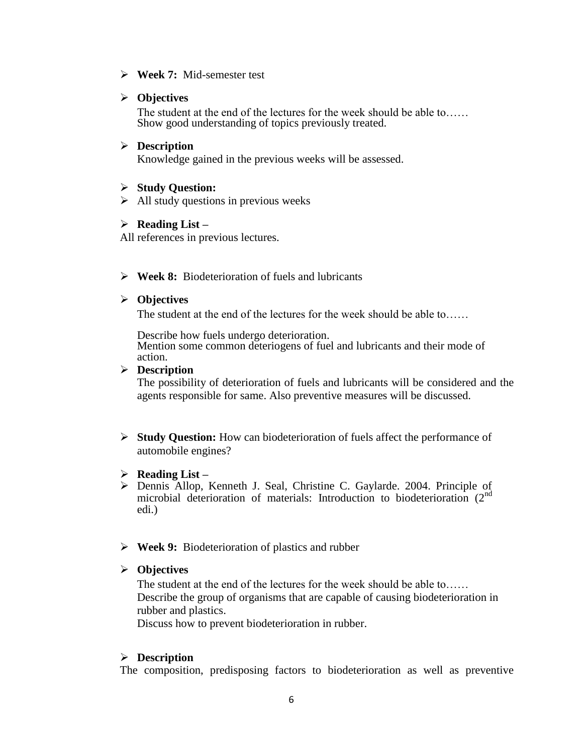- **Week 7:** Mid-semester test

- **Objectives**

  The student at the end of the lectures for the week should be able to……
  Show good understanding of topics previously treated.

- **Description**

  Knowledge gained in the previous weeks will be assessed.

- **Study Question:**
- All study questions in previous weeks

- **Reading List –**

All references in previous lectures.

- **Week 8:** Biodeterioration of fuels and lubricants

- **Objectives**

  The student at the end of the lectures for the week should be able to……

  Describe how fuels undergo deterioration.
  Mention some common deteriogens of fuel and lubricants and their mode of action.

- **Description**

  The possibility of deterioration of fuels and lubricants will be considered and the agents responsible for same. Also preventive measures will be discussed.

- **Study Question:** How can biodeterioration of fuels affect the performance of automobile engines?

- **Reading List –**
- Dennis Allop, Kenneth J. Seal, Christine C. Gaylarde. 2004. Principle of microbial deterioration of materials: Introduction to biodeterioration (2nd edi.)

- **Week 9:** Biodeterioration of plastics and rubber

- **Objectives**

  The student at the end of the lectures for the week should be able to……
  Describe the group of organisms that are capable of causing biodeterioration in rubber and plastics.
  Discuss how to prevent biodeterioration in rubber.

- **Description**

The composition, predisposing factors to biodeterioration as well as preventive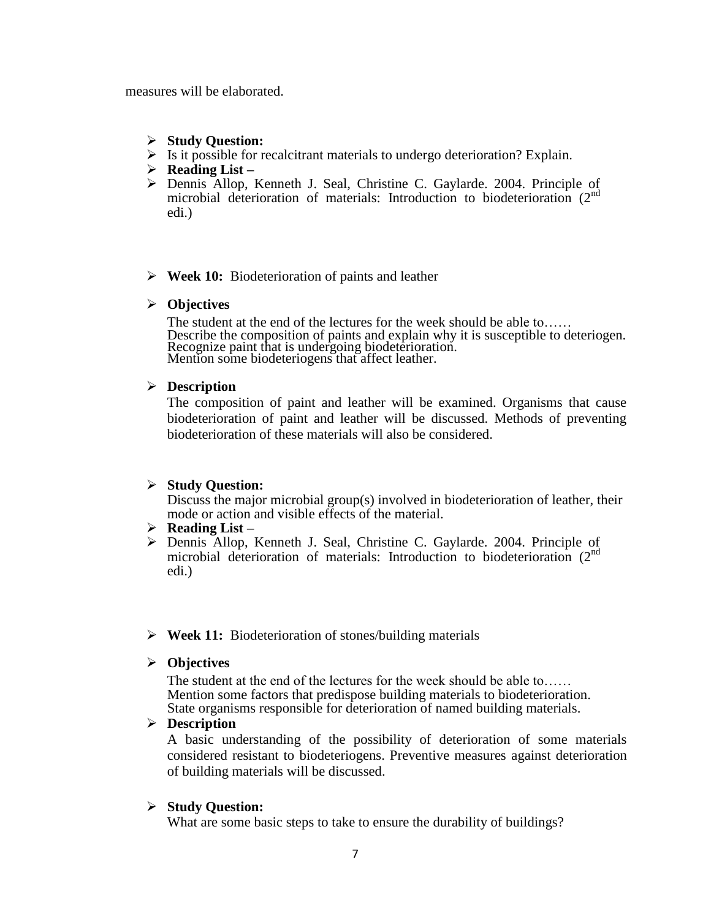measures will be elaborated.

- **Study Question:**
- Is it possible for recalcitrant materials to undergo deterioration? Explain.
- **Reading List –**
- Dennis Allop, Kenneth J. Seal, Christine C. Gaylarde. 2004. Principle of microbial deterioration of materials: Introduction to biodeterioration (2nd edi.)

- **Week 10:** Biodeterioration of paints and leather

- **Objectives**

  The student at the end of the lectures for the week should be able to……
  Describe the composition of paints and explain why it is susceptible to deteriogen.
  Recognize paint that is undergoing biodeterioration.
  Mention some biodeteriogens that affect leather.

- **Description**

  The composition of paint and leather will be examined. Organisms that cause biodeterioration of paint and leather will be discussed. Methods of preventing biodeterioration of these materials will also be considered.

- **Study Question:**

  Discuss the major microbial group(s) involved in biodeterioration of leather, their mode or action and visible effects of the material.
- **Reading List –**
- Dennis Allop, Kenneth J. Seal, Christine C. Gaylarde. 2004. Principle of microbial deterioration of materials: Introduction to biodeterioration (2nd edi.)

- **Week 11:** Biodeterioration of stones/building materials

- **Objectives**

  The student at the end of the lectures for the week should be able to……
  Mention some factors that predispose building materials to biodeterioration.
  State organisms responsible for deterioration of named building materials.
- **Description**

  A basic understanding of the possibility of deterioration of some materials considered resistant to biodeteriogens. Preventive measures against deterioration of building materials will be discussed.

- **Study Question:**

  What are some basic steps to take to ensure the durability of buildings?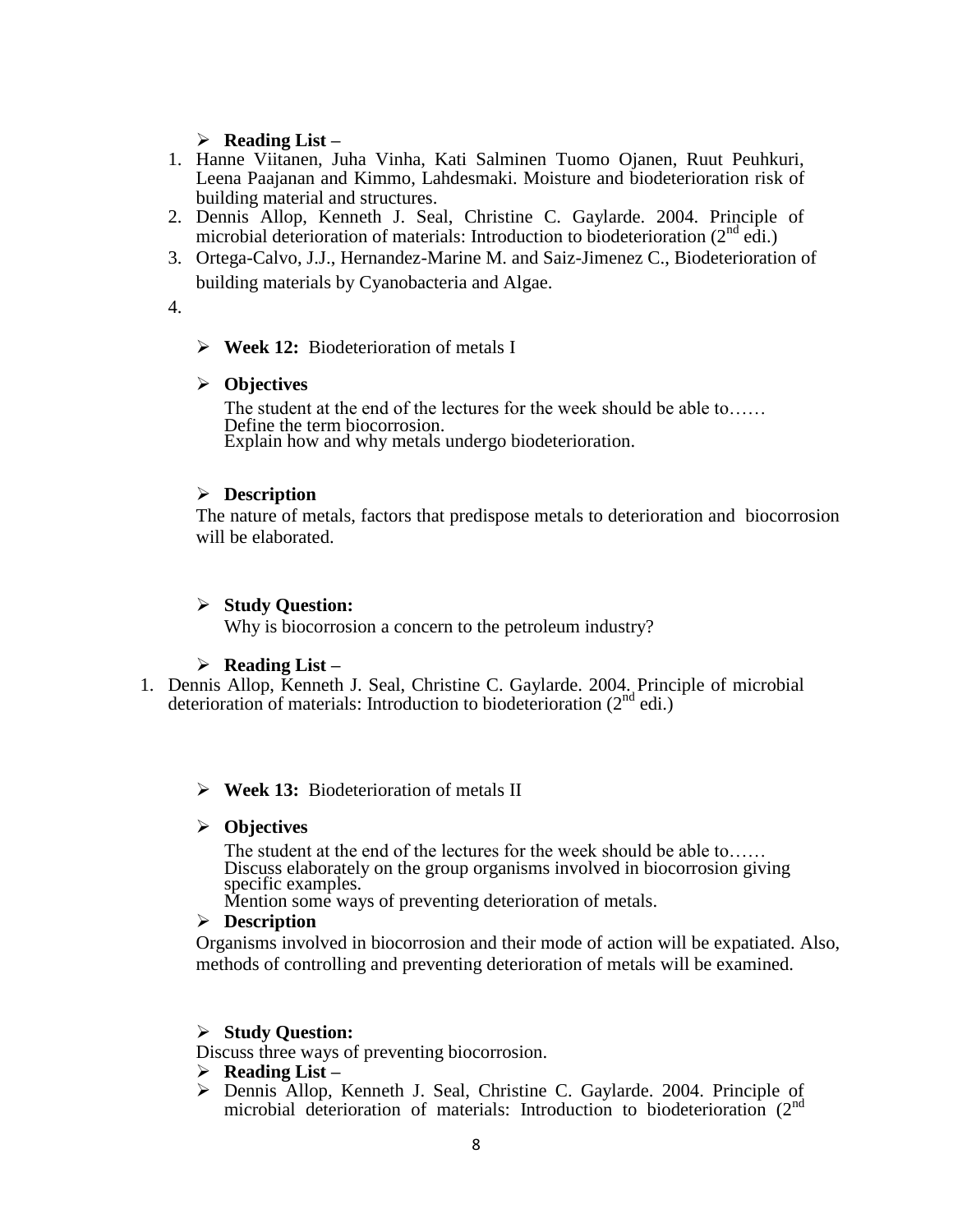- **Reading List –**

1. Hanne Viitanen, Juha Vinha, Kati Salminen Tuomo Ojanen, Ruut Peuhkuri, Leena Paajanan and Kimmo, Lahdesmaki. Moisture and biodeterioration risk of building material and structures.
2. Dennis Allop, Kenneth J. Seal, Christine C. Gaylarde. 2004. Principle of microbial deterioration of materials: Introduction to biodeterioration (2nd edi.)
3. Ortega-Calvo, J.J., Hernandez-Marine M. and Saiz-Jimenez C., Biodeterioration of building materials by Cyanobacteria and Algae.
4. 

- **Week 12:** Biodeterioration of metals I

- **Objectives**

  The student at the end of the lectures for the week should be able to……
  Define the term biocorrosion.
  Explain how and why metals undergo biodeterioration.

- **Description**

  The nature of metals, factors that predispose metals to deterioration and biocorrosion will be elaborated.

- **Study Question:**

  Why is biocorrosion a concern to the petroleum industry?

- **Reading List –**

1. Dennis Allop, Kenneth J. Seal, Christine C. Gaylarde. 2004. Principle of microbial deterioration of materials: Introduction to biodeterioration (2nd edi.)

- **Week 13:** Biodeterioration of metals II

- **Objectives**

  The student at the end of the lectures for the week should be able to……
  Discuss elaborately on the group organisms involved in biocorrosion giving specific examples.
  Mention some ways of preventing deterioration of metals.

- **Description**

  Organisms involved in biocorrosion and their mode of action will be expatiated. Also, methods of controlling and preventing deterioration of metals will be examined.

- **Study Question:**

  Discuss three ways of preventing biocorrosion.

- **Reading List –**
- Dennis Allop, Kenneth J. Seal, Christine C. Gaylarde. 2004. Principle of microbial deterioration of materials: Introduction to biodeterioration (2nd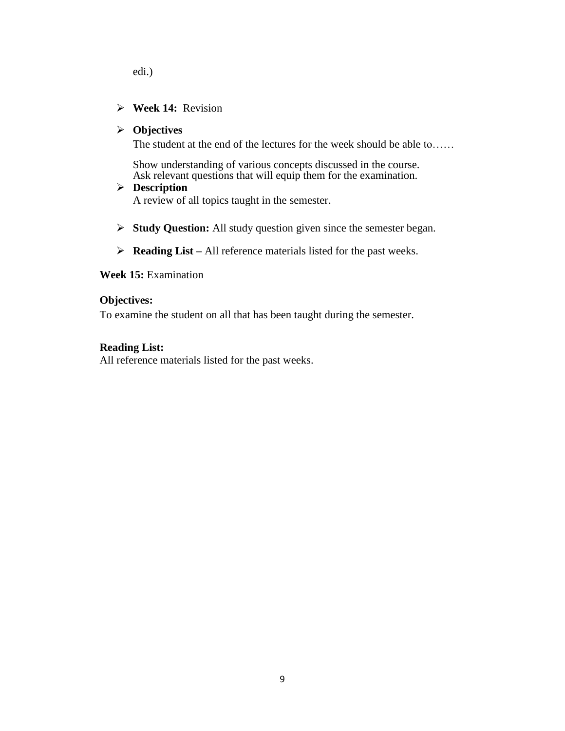edi.)

- **Week 14:** Revision
- **Objectives**

  The student at the end of the lectures for the week should be able to……

  Show understanding of various concepts discussed in the course.
  Ask relevant questions that will equip them for the examination.
- **Description**

  A review of all topics taught in the semester.
- **Study Question:** All study question given since the semester began.
- **Reading List –** All reference materials listed for the past weeks.

**Week 15:** Examination

**Objectives:**
To examine the student on all that has been taught during the semester.

**Reading List:**
All reference materials listed for the past weeks.